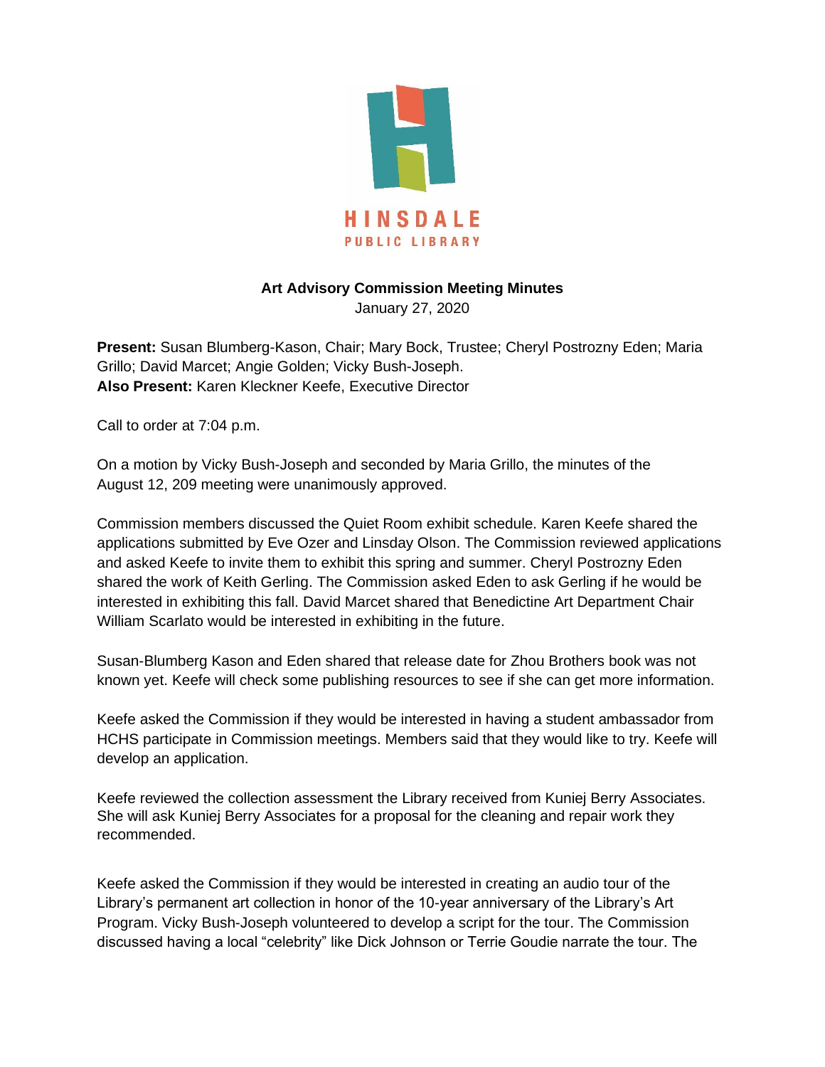HINSDALE
PUBLIC LIBRARY

**Art Advisory Commission Meeting Minutes**
January 27, 2020

**Present:** Susan Blumberg-Kason, Chair; Mary Bock, Trustee; Cheryl Postrozny Eden; Maria Grillo; David Marcet; Angie Golden; Vicky Bush-Joseph.
**Also Present:** Karen Kleckner Keefe, Executive Director

Call to order at 7:04 p.m.

On a motion by Vicky Bush-Joseph and seconded by Maria Grillo, the minutes of the August 12, 209 meeting were unanimously approved.

Commission members discussed the Quiet Room exhibit schedule. Karen Keefe shared the applications submitted by Eve Ozer and Linsday Olson. The Commission reviewed applications and asked Keefe to invite them to exhibit this spring and summer. Cheryl Postrozny Eden shared the work of Keith Gerling. The Commission asked Eden to ask Gerling if he would be interested in exhibiting this fall. David Marcet shared that Benedictine Art Department Chair William Scarlato would be interested in exhibiting in the future.

Susan-Blumberg Kason and Eden shared that release date for Zhou Brothers book was not known yet. Keefe will check some publishing resources to see if she can get more information.

Keefe asked the Commission if they would be interested in having a student ambassador from HCHS participate in Commission meetings. Members said that they would like to try. Keefe will develop an application.

Keefe reviewed the collection assessment the Library received from Kuniej Berry Associates. She will ask Kuniej Berry Associates for a proposal for the cleaning and repair work they recommended.

Keefe asked the Commission if they would be interested in creating an audio tour of the Library's permanent art collection in honor of the 10-year anniversary of the Library's Art Program. Vicky Bush-Joseph volunteered to develop a script for the tour. The Commission discussed having a local "celebrity" like Dick Johnson or Terrie Goudie narrate the tour. The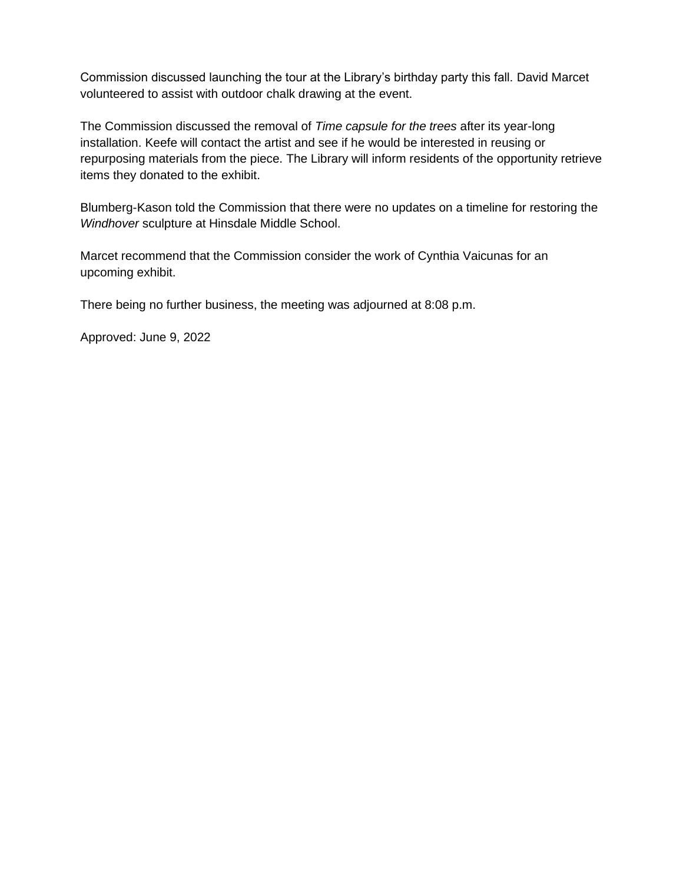Commission discussed launching the tour at the Library's birthday party this fall. David Marcet volunteered to assist with outdoor chalk drawing at the event.

The Commission discussed the removal of *Time capsule for the trees* after its year-long installation. Keefe will contact the artist and see if he would be interested in reusing or repurposing materials from the piece. The Library will inform residents of the opportunity retrieve items they donated to the exhibit.

Blumberg-Kason told the Commission that there were no updates on a timeline for restoring the *Windhover* sculpture at Hinsdale Middle School.

Marcet recommend that the Commission consider the work of Cynthia Vaicunas for an upcoming exhibit.

There being no further business, the meeting was adjourned at 8:08 p.m.

Approved: June 9, 2022